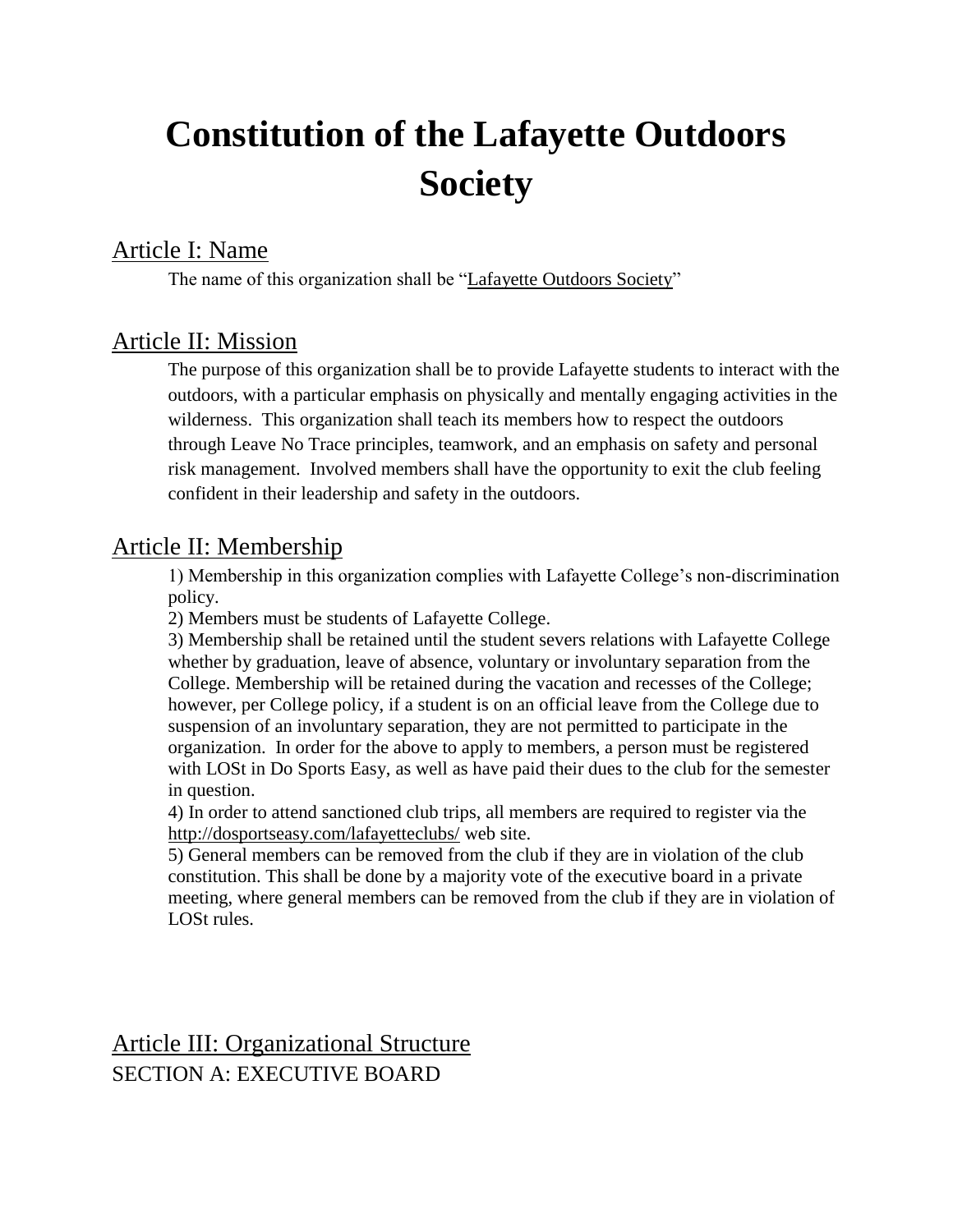# Constitution of the Lafayette Outdoors Society

## Article I: Name

The name of this organization shall be "Lafayette Outdoors Society"

## Article II: Mission

The purpose of this organization shall be to provide Lafayette students to interact with the outdoors, with a particular emphasis on physically and mentally engaging activities in the wilderness. This organization shall teach its members how to respect the outdoors through Leave No Trace principles, teamwork, and an emphasis on safety and personal risk management. Involved members shall have the opportunity to exit the club feeling confident in their leadership and safety in the outdoors.

## Article II: Membership

1) Membership in this organization complies with Lafayette College's non-discrimination policy.
2) Members must be students of Lafayette College.
3) Membership shall be retained until the student severs relations with Lafayette College whether by graduation, leave of absence, voluntary or involuntary separation from the College. Membership will be retained during the vacation and recesses of the College; however, per College policy, if a student is on an official leave from the College due to suspension of an involuntary separation, they are not permitted to participate in the organization. In order for the above to apply to members, a person must be registered with LOSt in Do Sports Easy, as well as have paid their dues to the club for the semester in question.
4) In order to attend sanctioned club trips, all members are required to register via the http://dosportseasy.com/lafayetteclubs/ web site.
5) General members can be removed from the club if they are in violation of the club constitution. This shall be done by a majority vote of the executive board in a private meeting, where general members can be removed from the club if they are in violation of LOSt rules.

## Article III: Organizational Structure

### SECTION A: EXECUTIVE BOARD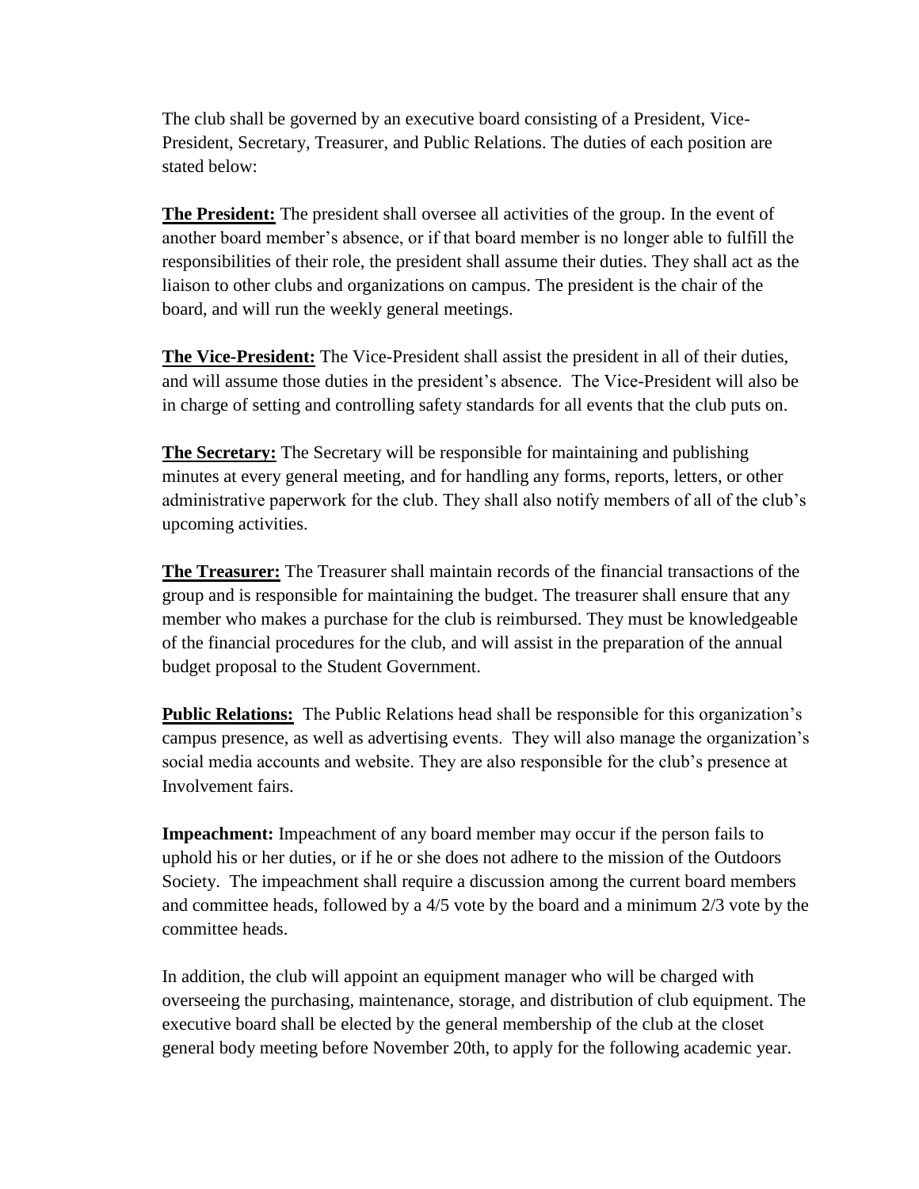The club shall be governed by an executive board consisting of a President, Vice-President, Secretary, Treasurer, and Public Relations. The duties of each position are stated below:

**The President:** The president shall oversee all activities of the group. In the event of another board member's absence, or if that board member is no longer able to fulfill the responsibilities of their role, the president shall assume their duties. They shall act as the liaison to other clubs and organizations on campus. The president is the chair of the board, and will run the weekly general meetings.

**The Vice-President:** The Vice-President shall assist the president in all of their duties, and will assume those duties in the president's absence. The Vice-President will also be in charge of setting and controlling safety standards for all events that the club puts on.

**The Secretary:** The Secretary will be responsible for maintaining and publishing minutes at every general meeting, and for handling any forms, reports, letters, or other administrative paperwork for the club. They shall also notify members of all of the club's upcoming activities.

**The Treasurer:** The Treasurer shall maintain records of the financial transactions of the group and is responsible for maintaining the budget. The treasurer shall ensure that any member who makes a purchase for the club is reimbursed. They must be knowledgeable of the financial procedures for the club, and will assist in the preparation of the annual budget proposal to the Student Government.

**Public Relations:** The Public Relations head shall be responsible for this organization's campus presence, as well as advertising events. They will also manage the organization's social media accounts and website. They are also responsible for the club's presence at Involvement fairs.

**Impeachment:** Impeachment of any board member may occur if the person fails to uphold his or her duties, or if he or she does not adhere to the mission of the Outdoors Society. The impeachment shall require a discussion among the current board members and committee heads, followed by a 4/5 vote by the board and a minimum 2/3 vote by the committee heads.

In addition, the club will appoint an equipment manager who will be charged with overseeing the purchasing, maintenance, storage, and distribution of club equipment. The executive board shall be elected by the general membership of the club at the closet general body meeting before November 20th, to apply for the following academic year.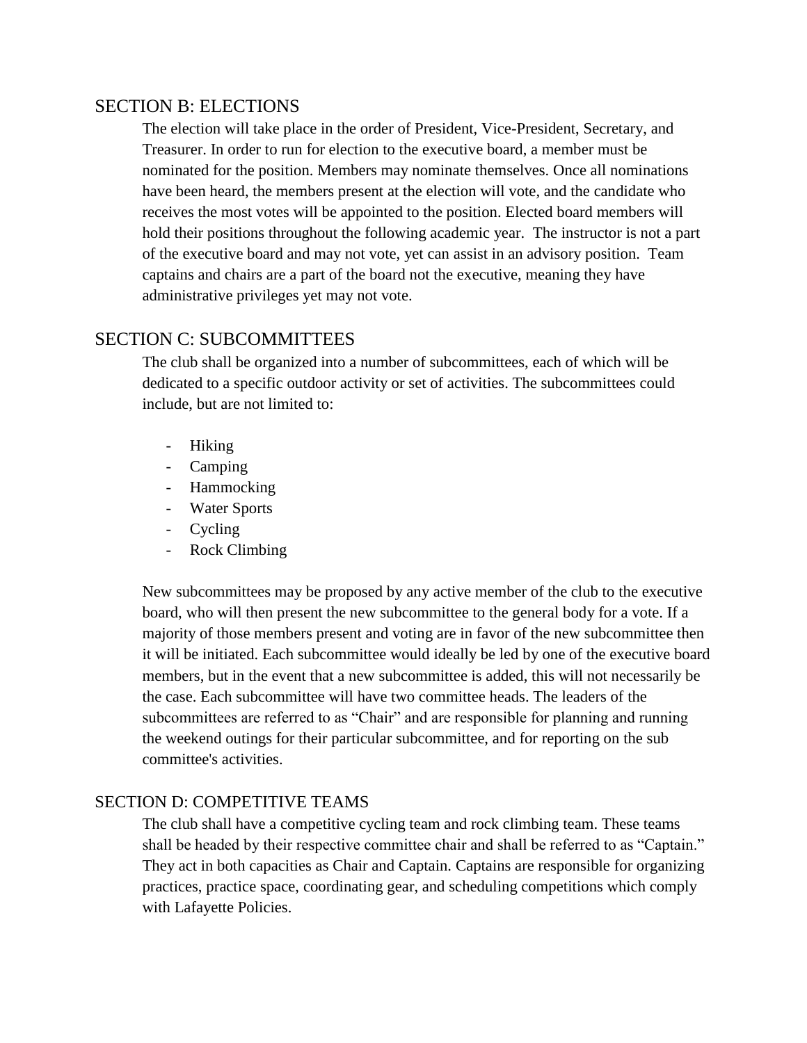## SECTION B: ELECTIONS

The election will take place in the order of President, Vice-President, Secretary, and Treasurer. In order to run for election to the executive board, a member must be nominated for the position. Members may nominate themselves. Once all nominations have been heard, the members present at the election will vote, and the candidate who receives the most votes will be appointed to the position. Elected board members will hold their positions throughout the following academic year. The instructor is not a part of the executive board and may not vote, yet can assist in an advisory position. Team captains and chairs are a part of the board not the executive, meaning they have administrative privileges yet may not vote.

## SECTION C: SUBCOMMITTEES

The club shall be organized into a number of subcommittees, each of which will be dedicated to a specific outdoor activity or set of activities. The subcommittees could include, but are not limited to:

- Hiking
- Camping
- Hammocking
- Water Sports
- Cycling
- Rock Climbing

New subcommittees may be proposed by any active member of the club to the executive board, who will then present the new subcommittee to the general body for a vote. If a majority of those members present and voting are in favor of the new subcommittee then it will be initiated. Each subcommittee would ideally be led by one of the executive board members, but in the event that a new subcommittee is added, this will not necessarily be the case. Each subcommittee will have two committee heads. The leaders of the subcommittees are referred to as "Chair" and are responsible for planning and running the weekend outings for their particular subcommittee, and for reporting on the sub committee's activities.

## SECTION D: COMPETITIVE TEAMS

The club shall have a competitive cycling team and rock climbing team. These teams shall be headed by their respective committee chair and shall be referred to as "Captain." They act in both capacities as Chair and Captain. Captains are responsible for organizing practices, practice space, coordinating gear, and scheduling competitions which comply with Lafayette Policies.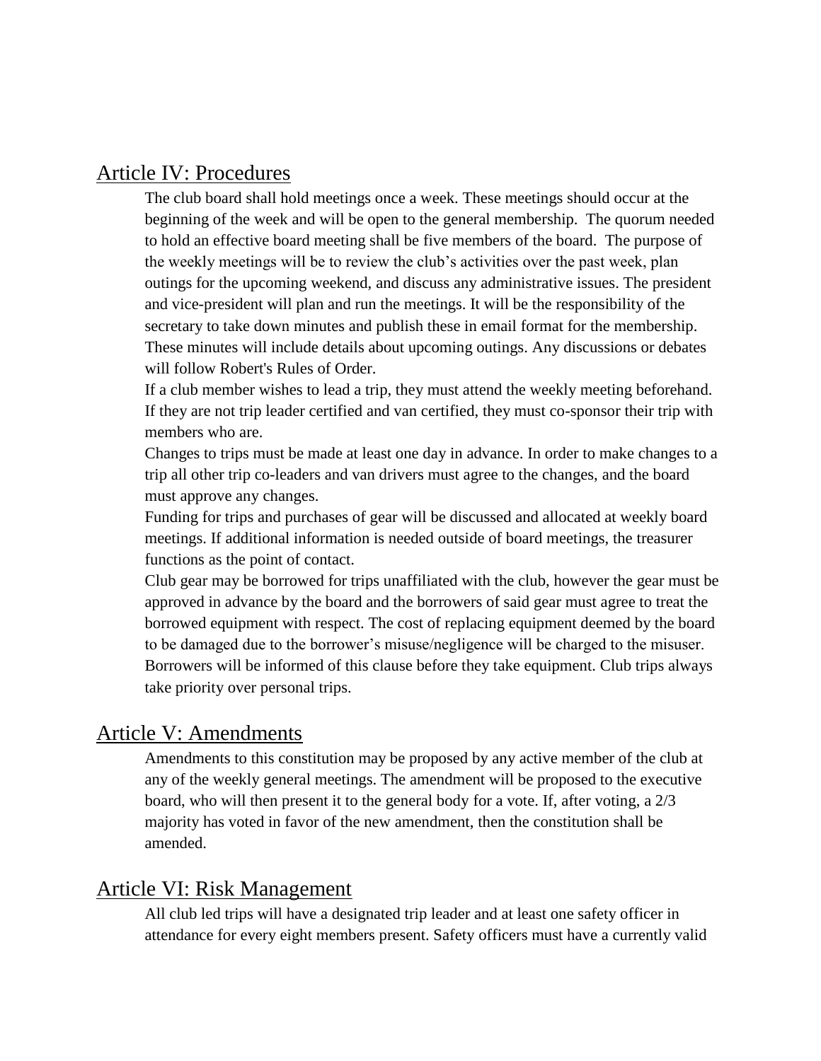## Article IV: Procedures

The club board shall hold meetings once a week. These meetings should occur at the beginning of the week and will be open to the general membership. The quorum needed to hold an effective board meeting shall be five members of the board. The purpose of the weekly meetings will be to review the club's activities over the past week, plan outings for the upcoming weekend, and discuss any administrative issues. The president and vice-president will plan and run the meetings. It will be the responsibility of the secretary to take down minutes and publish these in email format for the membership. These minutes will include details about upcoming outings. Any discussions or debates will follow Robert's Rules of Order.

If a club member wishes to lead a trip, they must attend the weekly meeting beforehand. If they are not trip leader certified and van certified, they must co-sponsor their trip with members who are.

Changes to trips must be made at least one day in advance. In order to make changes to a trip all other trip co-leaders and van drivers must agree to the changes, and the board must approve any changes.

Funding for trips and purchases of gear will be discussed and allocated at weekly board meetings. If additional information is needed outside of board meetings, the treasurer functions as the point of contact.

Club gear may be borrowed for trips unaffiliated with the club, however the gear must be approved in advance by the board and the borrowers of said gear must agree to treat the borrowed equipment with respect. The cost of replacing equipment deemed by the board to be damaged due to the borrower's misuse/negligence will be charged to the misuser. Borrowers will be informed of this clause before they take equipment. Club trips always take priority over personal trips.

## Article V: Amendments

Amendments to this constitution may be proposed by any active member of the club at any of the weekly general meetings. The amendment will be proposed to the executive board, who will then present it to the general body for a vote. If, after voting, a 2/3 majority has voted in favor of the new amendment, then the constitution shall be amended.

## Article VI: Risk Management

All club led trips will have a designated trip leader and at least one safety officer in attendance for every eight members present. Safety officers must have a currently valid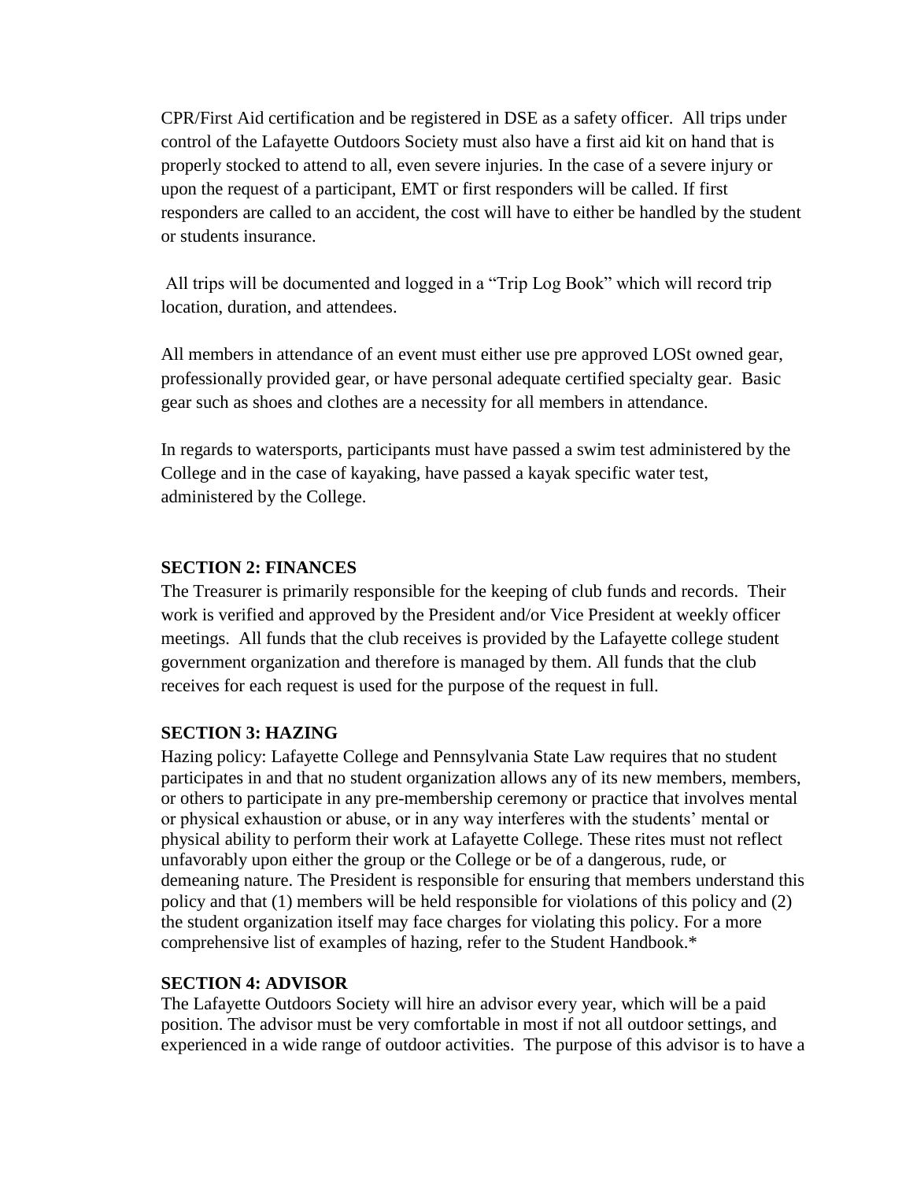CPR/First Aid certification and be registered in DSE as a safety officer. All trips under control of the Lafayette Outdoors Society must also have a first aid kit on hand that is properly stocked to attend to all, even severe injuries. In the case of a severe injury or upon the request of a participant, EMT or first responders will be called. If first responders are called to an accident, the cost will have to either be handled by the student or students insurance.

All trips will be documented and logged in a "Trip Log Book" which will record trip location, duration, and attendees.

All members in attendance of an event must either use pre approved LOSt owned gear, professionally provided gear, or have personal adequate certified specialty gear. Basic gear such as shoes and clothes are a necessity for all members in attendance.

In regards to watersports, participants must have passed a swim test administered by the College and in the case of kayaking, have passed a kayak specific water test, administered by the College.

**SECTION 2: FINANCES**

The Treasurer is primarily responsible for the keeping of club funds and records. Their work is verified and approved by the President and/or Vice President at weekly officer meetings. All funds that the club receives is provided by the Lafayette college student government organization and therefore is managed by them. All funds that the club receives for each request is used for the purpose of the request in full.

**SECTION 3: HAZING**

Hazing policy: Lafayette College and Pennsylvania State Law requires that no student participates in and that no student organization allows any of its new members, members, or others to participate in any pre-membership ceremony or practice that involves mental or physical exhaustion or abuse, or in any way interferes with the students' mental or physical ability to perform their work at Lafayette College. These rites must not reflect unfavorably upon either the group or the College or be of a dangerous, rude, or demeaning nature. The President is responsible for ensuring that members understand this policy and that (1) members will be held responsible for violations of this policy and (2) the student organization itself may face charges for violating this policy. For a more comprehensive list of examples of hazing, refer to the Student Handbook.*

**SECTION 4: ADVISOR**

The Lafayette Outdoors Society will hire an advisor every year, which will be a paid position. The advisor must be very comfortable in most if not all outdoor settings, and experienced in a wide range of outdoor activities. The purpose of this advisor is to have a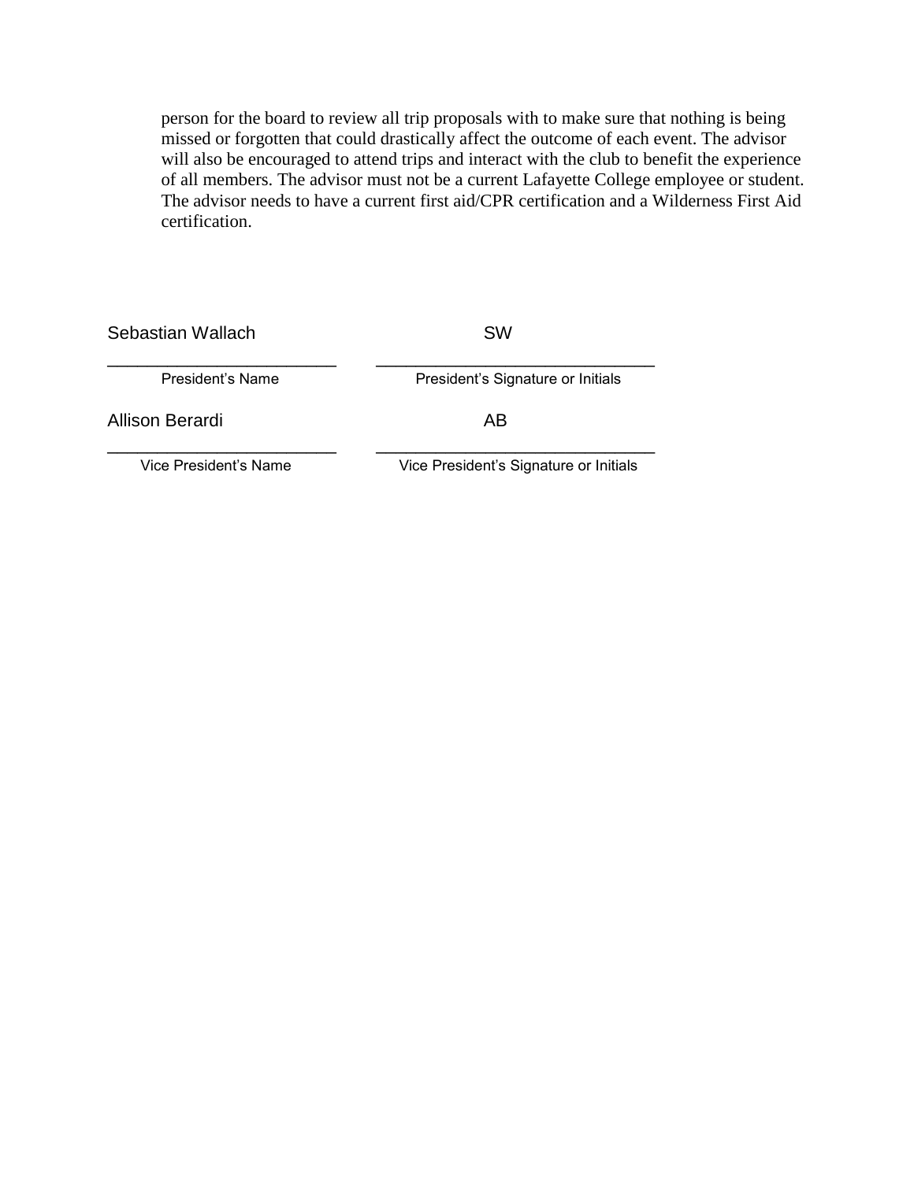person for the board to review all trip proposals with to make sure that nothing is being missed or forgotten that could drastically affect the outcome of each event. The advisor will also be encouraged to attend trips and interact with the club to benefit the experience of all members. The advisor must not be a current Lafayette College employee or student. The advisor needs to have a current first aid/CPR certification and a Wilderness First Aid certification.

| | |
|---|---|
| Sebastian Wallach | SW |
| President's Name | President's Signature or Initials |
| Allison Berardi | AB |
| Vice President's Name | Vice President's Signature or Initials |